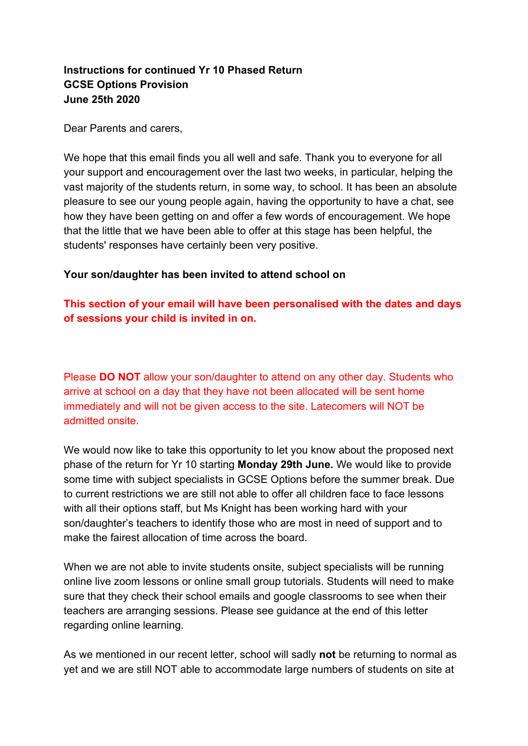**Instructions for continued Yr 10 Phased Return**
**GCSE Options Provision**
**June 25th 2020**

Dear Parents and carers,

We hope that this email finds you all well and safe. Thank you to everyone for all your support and encouragement over the last two weeks, in particular, helping the vast majority of the students return, in some way, to school. It has been an absolute pleasure to see our young people again, having the opportunity to have a chat, see how they have been getting on and offer a few words of encouragement. We hope that the little that we have been able to offer at this stage has been helpful, the students' responses have certainly been very positive.

**Your son/daughter has been invited to attend school on**

**This section of your email will have been personalised with the dates and days of sessions your child is invited in on.**

Please **DO NOT** allow your son/daughter to attend on any other day. Students who arrive at school on a day that they have not been allocated will be sent home immediately and will not be given access to the site. Latecomers will NOT be admitted onsite.

We would now like to take this opportunity to let you know about the proposed next phase of the return for Yr 10 starting **Monday 29th June.** We would like to provide some time with subject specialists in GCSE Options before the summer break. Due to current restrictions we are still not able to offer all children face to face lessons with all their options staff, but Ms Knight has been working hard with your son/daughter's teachers to identify those who are most in need of support and to make the fairest allocation of time across the board.

When we are not able to invite students onsite, subject specialists will be running online live zoom lessons or online small group tutorials. Students will need to make sure that they check their school emails and google classrooms to see when their teachers are arranging sessions. Please see guidance at the end of this letter regarding online learning.

As we mentioned in our recent letter, school will sadly **not** be returning to normal as yet and we are still NOT able to accommodate large numbers of students on site at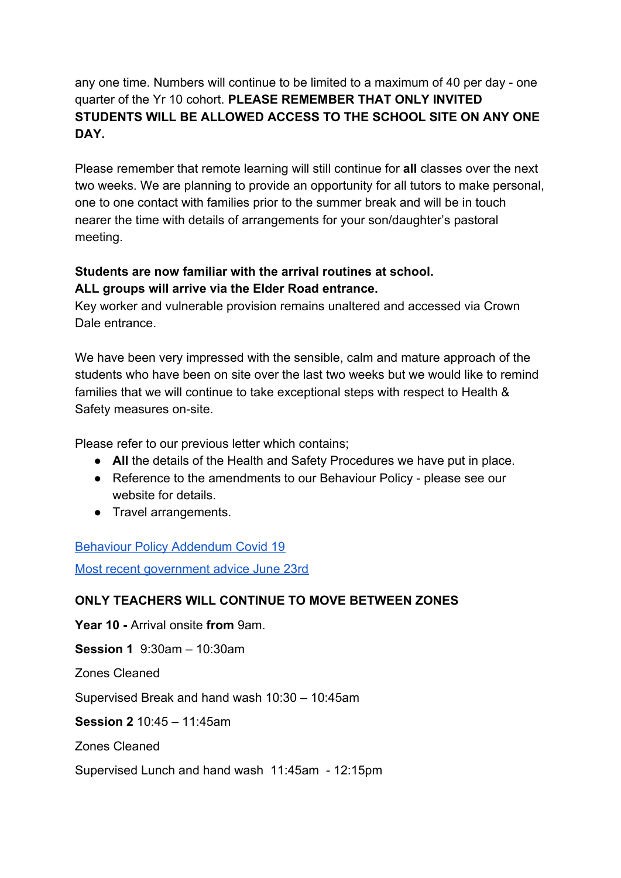any one time. Numbers will continue to be limited to a maximum of 40 per day - one quarter of the Yr 10 cohort. **PLEASE REMEMBER THAT ONLY INVITED STUDENTS WILL BE ALLOWED ACCESS TO THE SCHOOL SITE ON ANY ONE DAY.**

Please remember that remote learning will still continue for **all** classes over the next two weeks. We are planning to provide an opportunity for all tutors to make personal, one to one contact with families prior to the summer break and will be in touch nearer the time with details of arrangements for your son/daughter's pastoral meeting.

**Students are now familiar with the arrival routines at school.**
**ALL groups will arrive via the Elder Road entrance.**
Key worker and vulnerable provision remains unaltered and accessed via Crown Dale entrance.

We have been very impressed with the sensible, calm and mature approach of the students who have been on site over the last two weeks but we would like to remind families that we will continue to take exceptional steps with respect to Health & Safety measures on-site.

Please refer to our previous letter which contains;

- **All** the details of the Health and Safety Procedures we have put in place.
- Reference to the amendments to our Behaviour Policy - please see our website for details.
- Travel arrangements.

[Behaviour Policy Addendum Covid 19]

[Most recent government advice June 23rd]

**ONLY TEACHERS WILL CONTINUE TO MOVE BETWEEN ZONES**

**Year 10 -** Arrival onsite **from** 9am.

**Session 1** 9:30am – 10:30am

Zones Cleaned

Supervised Break and hand wash 10:30 – 10:45am

**Session 2** 10:45 – 11:45am

Zones Cleaned

Supervised Lunch and hand wash 11:45am - 12:15pm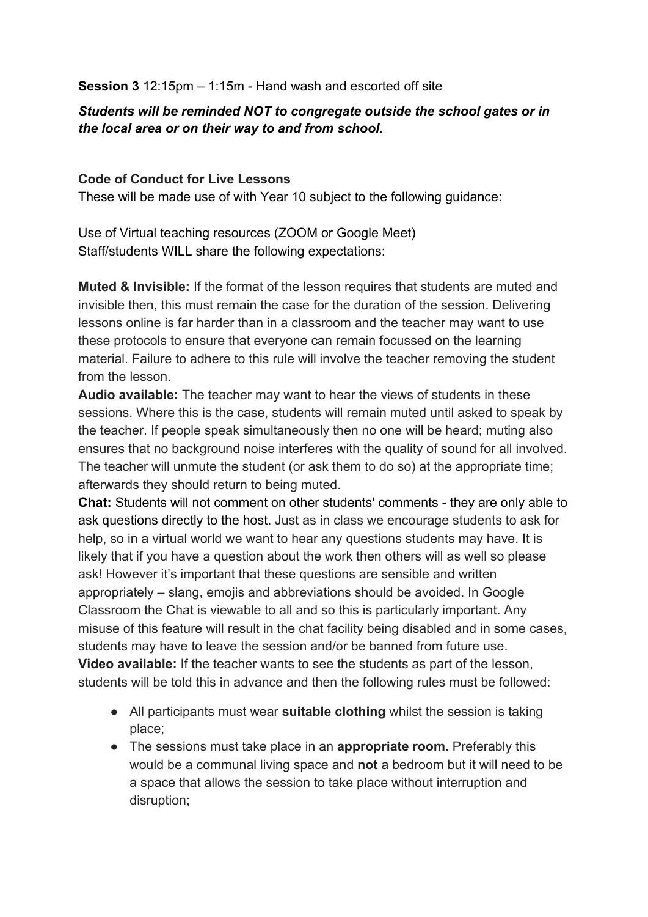**Session 3** 12:15pm – 1:15m - Hand wash and escorted off site

***Students will be reminded NOT to congregate outside the school gates or in the local area or on their way to and from school.***

**Code of Conduct for Live Lessons**

These will be made use of with Year 10 subject to the following guidance:

Use of Virtual teaching resources (ZOOM or Google Meet)
Staff/students WILL share the following expectations:

**Muted & Invisible:** If the format of the lesson requires that students are muted and invisible then, this must remain the case for the duration of the session. Delivering lessons online is far harder than in a classroom and the teacher may want to use these protocols to ensure that everyone can remain focussed on the learning material. Failure to adhere to this rule will involve the teacher removing the student from the lesson.
**Audio available:** The teacher may want to hear the views of students in these sessions. Where this is the case, students will remain muted until asked to speak by the teacher. If people speak simultaneously then no one will be heard; muting also ensures that no background noise interferes with the quality of sound for all involved. The teacher will unmute the student (or ask them to do so) at the appropriate time; afterwards they should return to being muted.
**Chat:** Students will not comment on other students' comments - they are only able to ask questions directly to the host. Just as in class we encourage students to ask for help, so in a virtual world we want to hear any questions students may have. It is likely that if you have a question about the work then others will as well so please ask! However it's important that these questions are sensible and written appropriately – slang, emojis and abbreviations should be avoided. In Google Classroom the Chat is viewable to all and so this is particularly important. Any misuse of this feature will result in the chat facility being disabled and in some cases, students may have to leave the session and/or be banned from future use.
**Video available:** If the teacher wants to see the students as part of the lesson, students will be told this in advance and then the following rules must be followed:

- All participants must wear **suitable clothing** whilst the session is taking place;
- The sessions must take place in an **appropriate room**. Preferably this would be a communal living space and **not** a bedroom but it will need to be a space that allows the session to take place without interruption and disruption;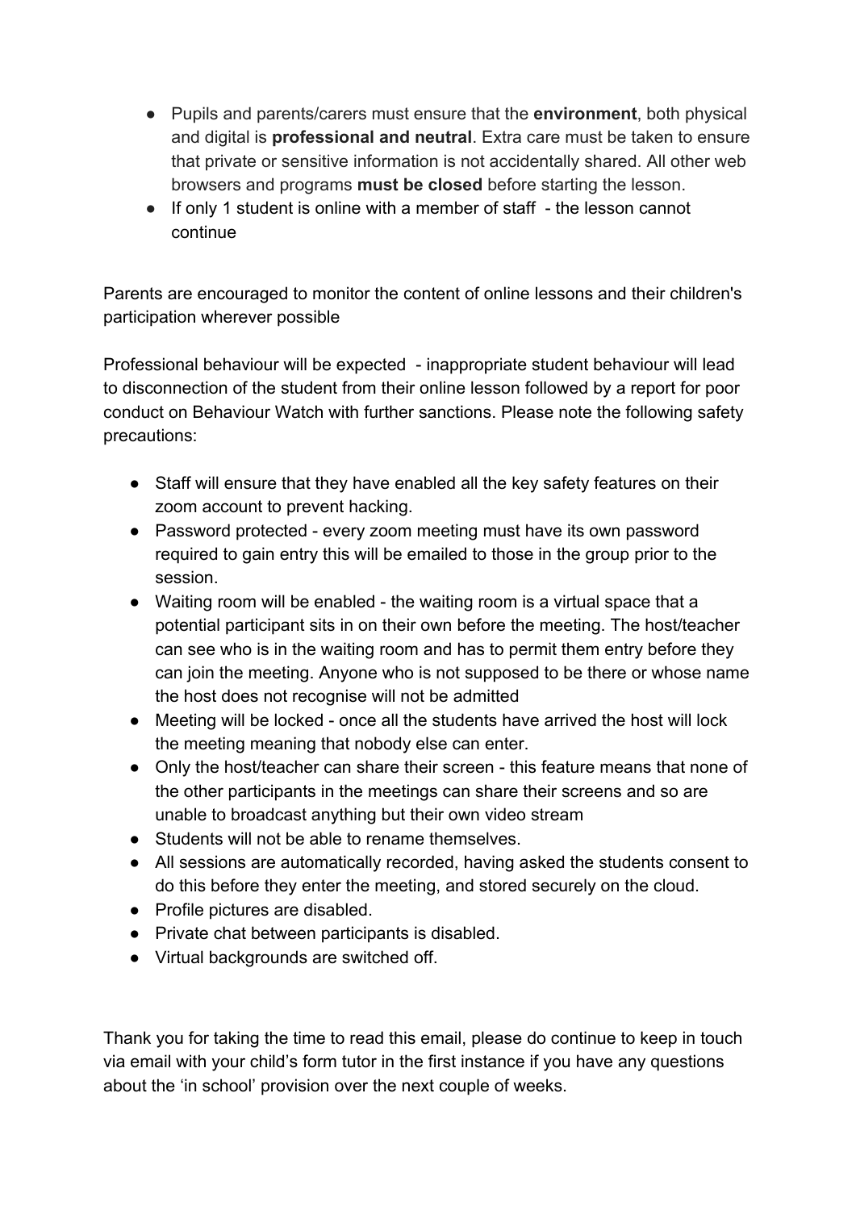- Pupils and parents/carers must ensure that the **environment**, both physical and digital is **professional and neutral**. Extra care must be taken to ensure that private or sensitive information is not accidentally shared. All other web browsers and programs **must be closed** before starting the lesson.
- If only 1 student is online with a member of staff - the lesson cannot continue

Parents are encouraged to monitor the content of online lessons and their children's participation wherever possible

Professional behaviour will be expected - inappropriate student behaviour will lead to disconnection of the student from their online lesson followed by a report for poor conduct on Behaviour Watch with further sanctions. Please note the following safety precautions:

- Staff will ensure that they have enabled all the key safety features on their zoom account to prevent hacking.
- Password protected - every zoom meeting must have its own password required to gain entry this will be emailed to those in the group prior to the session.
- Waiting room will be enabled - the waiting room is a virtual space that a potential participant sits in on their own before the meeting. The host/teacher can see who is in the waiting room and has to permit them entry before they can join the meeting. Anyone who is not supposed to be there or whose name the host does not recognise will not be admitted
- Meeting will be locked - once all the students have arrived the host will lock the meeting meaning that nobody else can enter.
- Only the host/teacher can share their screen - this feature means that none of the other participants in the meetings can share their screens and so are unable to broadcast anything but their own video stream
- Students will not be able to rename themselves.
- All sessions are automatically recorded, having asked the students consent to do this before they enter the meeting, and stored securely on the cloud.
- Profile pictures are disabled.
- Private chat between participants is disabled.
- Virtual backgrounds are switched off.

Thank you for taking the time to read this email, please do continue to keep in touch via email with your child's form tutor in the first instance if you have any questions about the 'in school' provision over the next couple of weeks.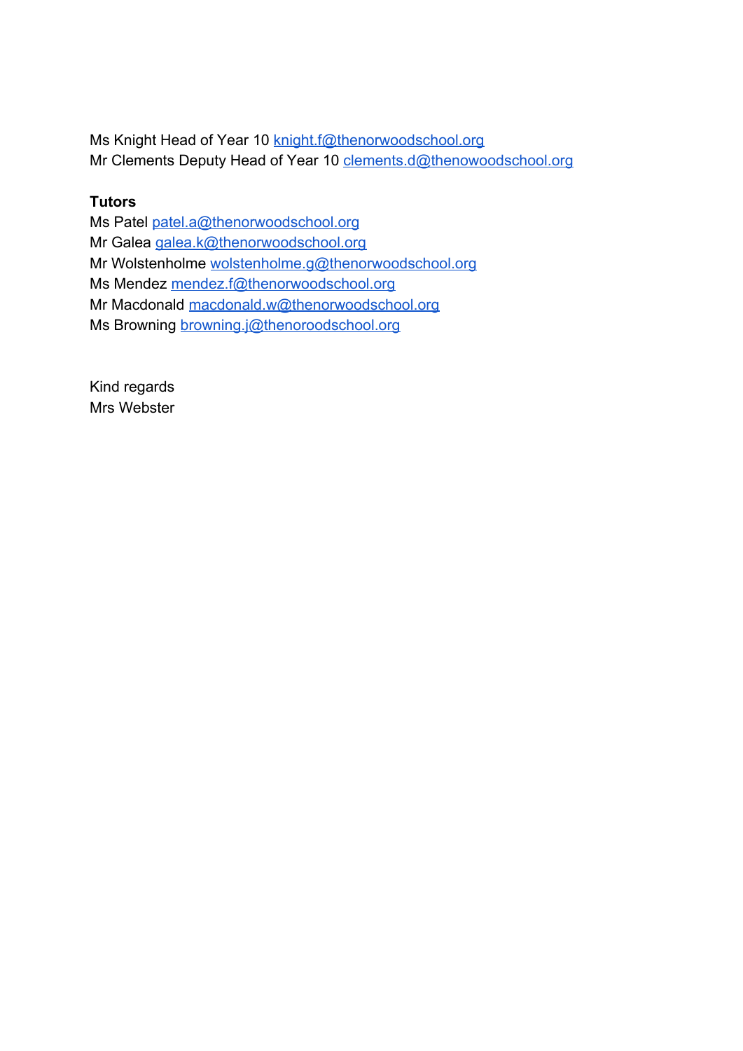Ms Knight Head of Year 10 knight.f@thenorwoodschool.org
Mr Clements Deputy Head of Year 10 clements.d@thenowoodschool.org

**Tutors**
Ms Patel patel.a@thenorwoodschool.org
Mr Galea galea.k@thenorwoodschool.org
Mr Wolstenholme wolstenholme.g@thenorwoodschool.org
Ms Mendez mendez.f@thenorwoodschool.org
Mr Macdonald macdonald.w@thenorwoodschool.org
Ms Browning browning.j@thenoroodschool.org

Kind regards
Mrs Webster